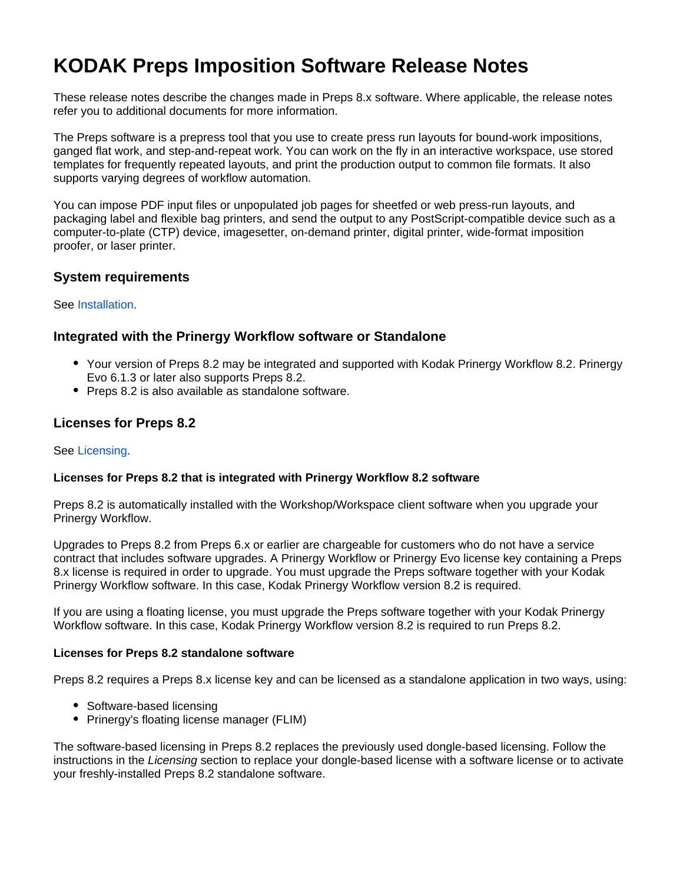# KODAK Preps Imposition Software Release Notes

These release notes describe the changes made in Preps 8.x software. Where applicable, the release notes refer you to additional documents for more information.

The Preps software is a prepress tool that you use to create press run layouts for bound-work impositions, ganged flat work, and step-and-repeat work. You can work on the fly in an interactive workspace, use stored templates for frequently repeated layouts, and print the production output to common file formats. It also supports varying degrees of workflow automation.

You can impose PDF input files or unpopulated job pages for sheetfed or web press-run layouts, and packaging label and flexible bag printers, and send the output to any PostScript-compatible device such as a computer-to-plate (CTP) device, imagesetter, on-demand printer, digital printer, wide-format imposition proofer, or laser printer.

## System requirements

See Installation.

## Integrated with the Prinergy Workflow software or Standalone

- Your version of Preps 8.2 may be integrated and supported with Kodak Prinergy Workflow 8.2. Prinergy Evo 6.1.3 or later also supports Preps 8.2.
- Preps 8.2 is also available as standalone software.

## Licenses for Preps 8.2

See Licensing.

### Licenses for Preps 8.2 that is integrated with Prinergy Workflow 8.2 software

Preps 8.2 is automatically installed with the Workshop/Workspace client software when you upgrade your Prinergy Workflow.

Upgrades to Preps 8.2 from Preps 6.x or earlier are chargeable for customers who do not have a service contract that includes software upgrades. A Prinergy Workflow or Prinergy Evo license key containing a Preps 8.x license is required in order to upgrade. You must upgrade the Preps software together with your Kodak Prinergy Workflow software. In this case, Kodak Prinergy Workflow version 8.2 is required.

If you are using a floating license, you must upgrade the Preps software together with your Kodak Prinergy Workflow software. In this case, Kodak Prinergy Workflow version 8.2 is required to run Preps 8.2.

### Licenses for Preps 8.2 standalone software

Preps 8.2 requires a Preps 8.x license key and can be licensed as a standalone application in two ways, using:

- Software-based licensing
- Prinergy's floating license manager (FLIM)

The software-based licensing in Preps 8.2 replaces the previously used dongle-based licensing. Follow the instructions in the *Licensing* section to replace your dongle-based license with a software license or to activate your freshly-installed Preps 8.2 standalone software.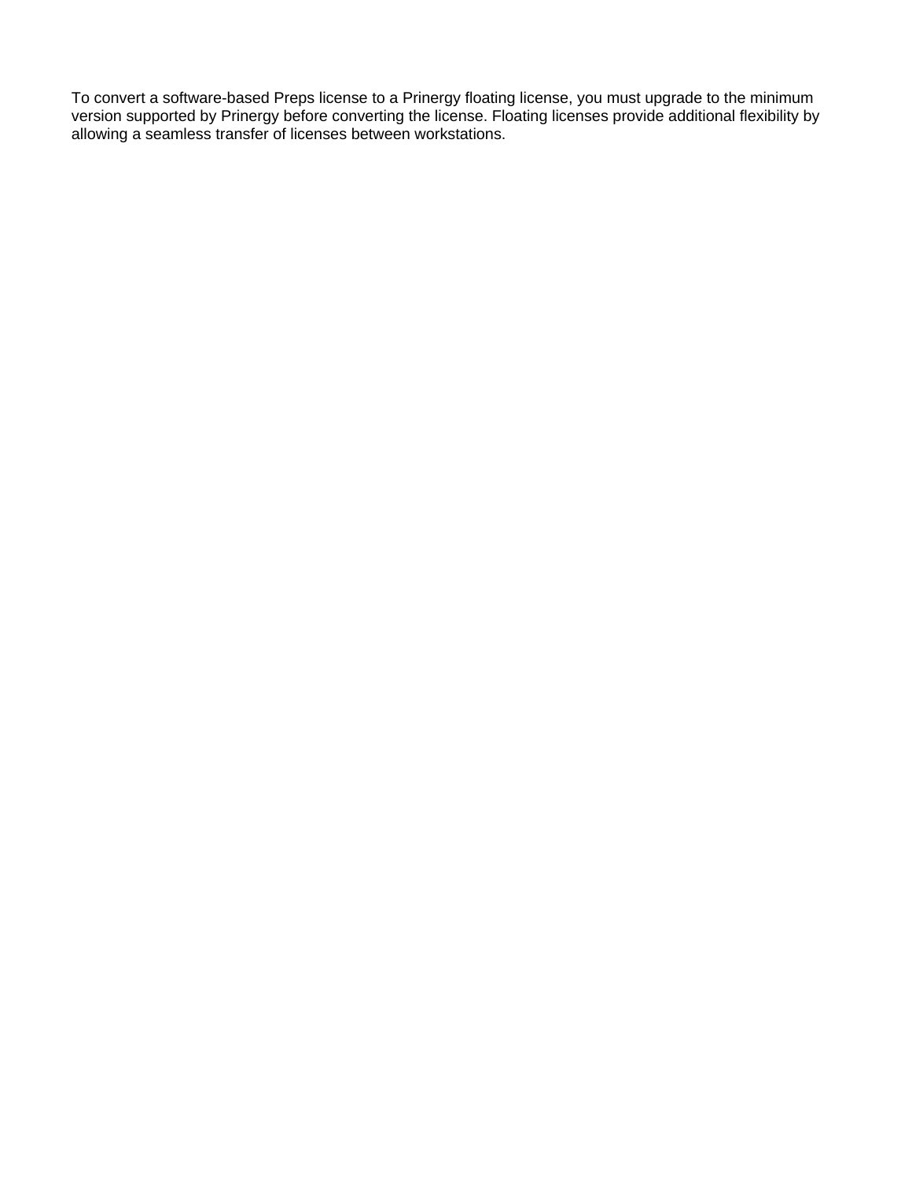To convert a software-based Preps license to a Prinergy floating license, you must upgrade to the minimum version supported by Prinergy before converting the license. Floating licenses provide additional flexibility by allowing a seamless transfer of licenses between workstations.